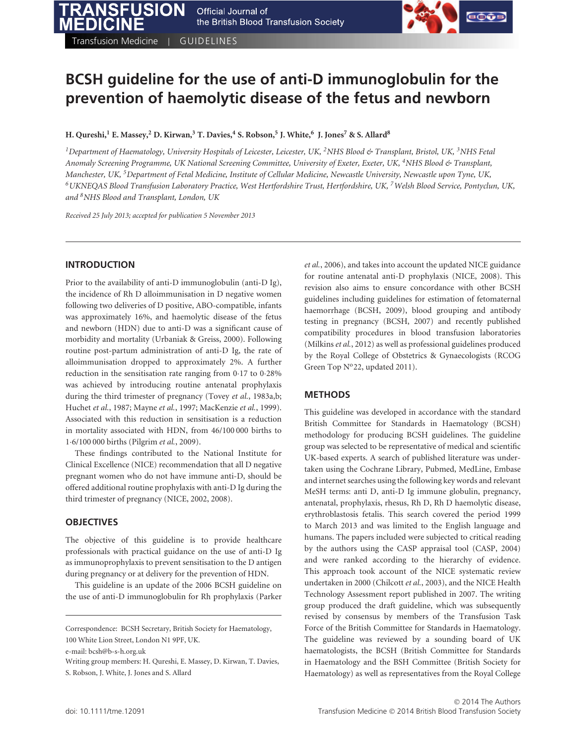# BCSH guideline for the use of anti-D immunoglobulin for the prevention of haemolytic disease of the fetus and newborn

**H. Qureshi,[1] E. Massey,[2] D. Kirwan,[3] T. Davies,[4] S. Robson,[5] J. White,[6] J. Jones[7] & S. Allard[8]**

*[1]Department of Haematology, University Hospitals of Leicester, Leicester, UK, [2]NHS Blood & Transplant, Bristol, UK, [3]NHS Fetal Anomaly Screening Programme, UK National Screening Committee, University of Exeter, Exeter, UK, [4]NHS Blood & Transplant, Manchester, UK, [5]Department of Fetal Medicine, Institute of Cellular Medicine, Newcastle University, Newcastle upon Tyne, UK, [6]UKNEQAS Blood Transfusion Laboratory Practice, West Hertfordshire Trust, Hertfordshire, UK, [7]Welsh Blood Service, Pontyclun, UK, and [8]NHS Blood and Transplant, London, UK*

*Received 25 July 2013; accepted for publication 5 November 2013*

## INTRODUCTION

Prior to the availability of anti-D immunoglobulin (anti-D Ig), the incidence of Rh D alloimmunisation in D negative women following two deliveries of D positive, ABO-compatible, infants was approximately 16%, and haemolytic disease of the fetus and newborn (HDN) due to anti-D was a significant cause of morbidity and mortality (Urbaniak & Greiss, 2000). Following routine post-partum administration of anti-D Ig, the rate of alloimmunisation dropped to approximately 2%. A further reduction in the sensitisation rate ranging from 0·17 to 0·28% was achieved by introducing routine antenatal prophylaxis during the third trimester of pregnancy (Tovey *et al.*, 1983a,b; Huchet *et al.*, 1987; Mayne *et al.*, 1997; MacKenzie *et al.*, 1999). Associated with this reduction in sensitisation is a reduction in mortality associated with HDN, from 46/100 000 births to 1·6/100 000 births (Pilgrim *et al.*, 2009).

These findings contributed to the National Institute for Clinical Excellence (NICE) recommendation that all D negative pregnant women who do not have immune anti-D, should be offered additional routine prophylaxis with anti-D Ig during the third trimester of pregnancy (NICE, 2002, 2008).

## OBJECTIVES

The objective of this guideline is to provide healthcare professionals with practical guidance on the use of anti-D Ig as immunoprophylaxis to prevent sensitisation to the D antigen during pregnancy or at delivery for the prevention of HDN.

This guideline is an update of the 2006 BCSH guideline on the use of anti-D immunoglobulin for Rh prophylaxis (Parker *et al.*, 2006), and takes into account the updated NICE guidance for routine antenatal anti-D prophylaxis (NICE, 2008). This revision also aims to ensure concordance with other BCSH guidelines including guidelines for estimation of fetomaternal haemorrhage (BCSH, 2009), blood grouping and antibody testing in pregnancy (BCSH, 2007) and recently published compatibility procedures in blood transfusion laboratories (Milkins *et al.*, 2012) as well as professional guidelines produced by the Royal College of Obstetrics & Gynaecologists (RCOG Green Top Nº22, updated 2011).

## METHODS

This guideline was developed in accordance with the standard British Committee for Standards in Haematology (BCSH) methodology for producing BCSH guidelines. The guideline group was selected to be representative of medical and scientific UK-based experts. A search of published literature was undertaken using the Cochrane Library, Pubmed, MedLine, Embase and internet searches using the following key words and relevant MeSH terms: anti D, anti-D Ig immune globulin, pregnancy, antenatal, prophylaxis, rhesus, Rh D, Rh D haemolytic disease, erythroblastosis fetalis. This search covered the period 1999 to March 2013 and was limited to the English language and humans. The papers included were subjected to critical reading by the authors using the CASP appraisal tool (CASP, 2004) and were ranked according to the hierarchy of evidence. This approach took account of the NICE systematic review undertaken in 2000 (Chilcott *et al.*, 2003), and the NICE Health Technology Assessment report published in 2007. The writing group produced the draft guideline, which was subsequently revised by consensus by members of the Transfusion Task Force of the British Committee for Standards in Haematology. The guideline was reviewed by a sounding board of UK haematologists, the BCSH (British Committee for Standards in Haematology and the BSH Committee (British Society for Haematology) as well as representatives from the Royal College

---

Correspondence: BCSH Secretary, British Society for Haematology, 100 White Lion Street, London N1 9PF, UK.
e-mail: bcsh@b-s-h.org.uk
Writing group members: H. Qureshi, E. Massey, D. Kirwan, T. Davies, S. Robson, J. White, J. Jones and S. Allard

doi: 10.1111/tme.12091

© 2014 The Authors
Transfusion Medicine © 2014 British Blood Transfusion Society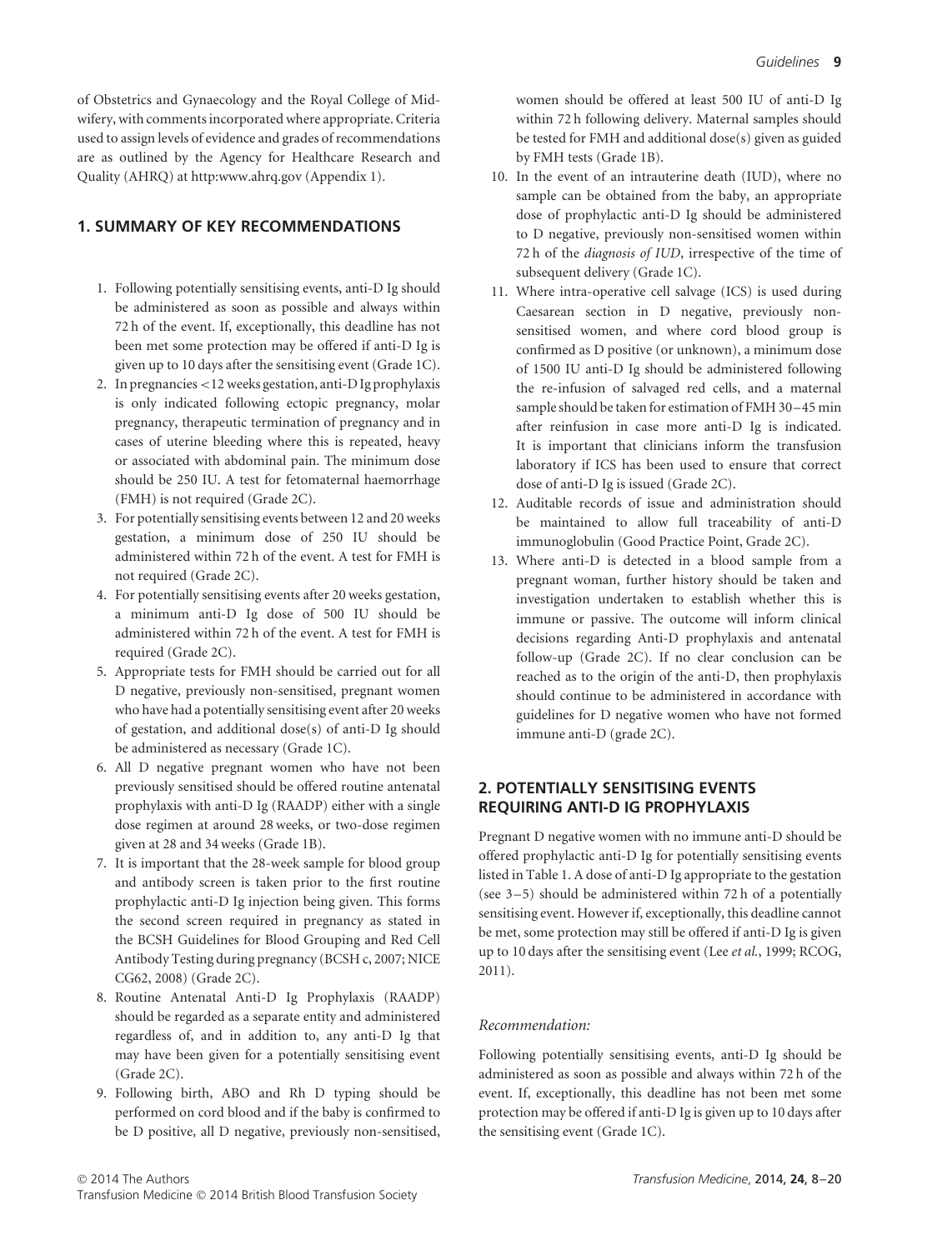of Obstetrics and Gynaecology and the Royal College of Midwifery, with comments incorporated where appropriate. Criteria used to assign levels of evidence and grades of recommendations are as outlined by the Agency for Healthcare Research and Quality (AHRQ) at http:www.ahrq.gov (Appendix 1).

## 1. SUMMARY OF KEY RECOMMENDATIONS

1. Following potentially sensitising events, anti-D Ig should be administered as soon as possible and always within 72 h of the event. If, exceptionally, this deadline has not been met some protection may be offered if anti-D Ig is given up to 10 days after the sensitising event (Grade 1C).
2. In pregnancies <12 weeks gestation, anti-D Ig prophylaxis is only indicated following ectopic pregnancy, molar pregnancy, therapeutic termination of pregnancy and in cases of uterine bleeding where this is repeated, heavy or associated with abdominal pain. The minimum dose should be 250 IU. A test for fetomaternal haemorrhage (FMH) is not required (Grade 2C).
3. For potentially sensitising events between 12 and 20 weeks gestation, a minimum dose of 250 IU should be administered within 72 h of the event. A test for FMH is not required (Grade 2C).
4. For potentially sensitising events after 20 weeks gestation, a minimum anti-D Ig dose of 500 IU should be administered within 72 h of the event. A test for FMH is required (Grade 2C).
5. Appropriate tests for FMH should be carried out for all D negative, previously non-sensitised, pregnant women who have had a potentially sensitising event after 20 weeks of gestation, and additional dose(s) of anti-D Ig should be administered as necessary (Grade 1C).
6. All D negative pregnant women who have not been previously sensitised should be offered routine antenatal prophylaxis with anti-D Ig (RAADP) either with a single dose regimen at around 28 weeks, or two-dose regimen given at 28 and 34 weeks (Grade 1B).
7. It is important that the 28-week sample for blood group and antibody screen is taken prior to the first routine prophylactic anti-D Ig injection being given. This forms the second screen required in pregnancy as stated in the BCSH Guidelines for Blood Grouping and Red Cell Antibody Testing during pregnancy (BCSH c, 2007; NICE CG62, 2008) (Grade 2C).
8. Routine Antenatal Anti-D Ig Prophylaxis (RAADP) should be regarded as a separate entity and administered regardless of, and in addition to, any anti-D Ig that may have been given for a potentially sensitising event (Grade 2C).
9. Following birth, ABO and Rh D typing should be performed on cord blood and if the baby is confirmed to be D positive, all D negative, previously non-sensitised, women should be offered at least 500 IU of anti-D Ig within 72 h following delivery. Maternal samples should be tested for FMH and additional dose(s) given as guided by FMH tests (Grade 1B).
10. In the event of an intrauterine death (IUD), where no sample can be obtained from the baby, an appropriate dose of prophylactic anti-D Ig should be administered to D negative, previously non-sensitised women within 72 h of the *diagnosis of IUD*, irrespective of the time of subsequent delivery (Grade 1C).
11. Where intra-operative cell salvage (ICS) is used during Caesarean section in D negative, previously non-sensitised women, and where cord blood group is confirmed as D positive (or unknown), a minimum dose of 1500 IU anti-D Ig should be administered following the re-infusion of salvaged red cells, and a maternal sample should be taken for estimation of FMH 30–45 min after reinfusion in case more anti-D Ig is indicated. It is important that clinicians inform the transfusion laboratory if ICS has been used to ensure that correct dose of anti-D Ig is issued (Grade 2C).
12. Auditable records of issue and administration should be maintained to allow full traceability of anti-D immunoglobulin (Good Practice Point, Grade 2C).
13. Where anti-D is detected in a blood sample from a pregnant woman, further history should be taken and investigation undertaken to establish whether this is immune or passive. The outcome will inform clinical decisions regarding Anti-D prophylaxis and antenatal follow-up (Grade 2C). If no clear conclusion can be reached as to the origin of the anti-D, then prophylaxis should continue to be administered in accordance with guidelines for D negative women who have not formed immune anti-D (grade 2C).

## 2. POTENTIALLY SENSITISING EVENTS REQUIRING ANTI-D IG PROPHYLAXIS

Pregnant D negative women with no immune anti-D should be offered prophylactic anti-D Ig for potentially sensitising events listed in Table 1. A dose of anti-D Ig appropriate to the gestation (see 3–5) should be administered within 72 h of a potentially sensitising event. However if, exceptionally, this deadline cannot be met, some protection may still be offered if anti-D Ig is given up to 10 days after the sensitising event (Lee *et al.*, 1999; RCOG, 2011).

*Recommendation:*

Following potentially sensitising events, anti-D Ig should be administered as soon as possible and always within 72 h of the event. If, exceptionally, this deadline has not been met some protection may be offered if anti-D Ig is given up to 10 days after the sensitising event (Grade 1C).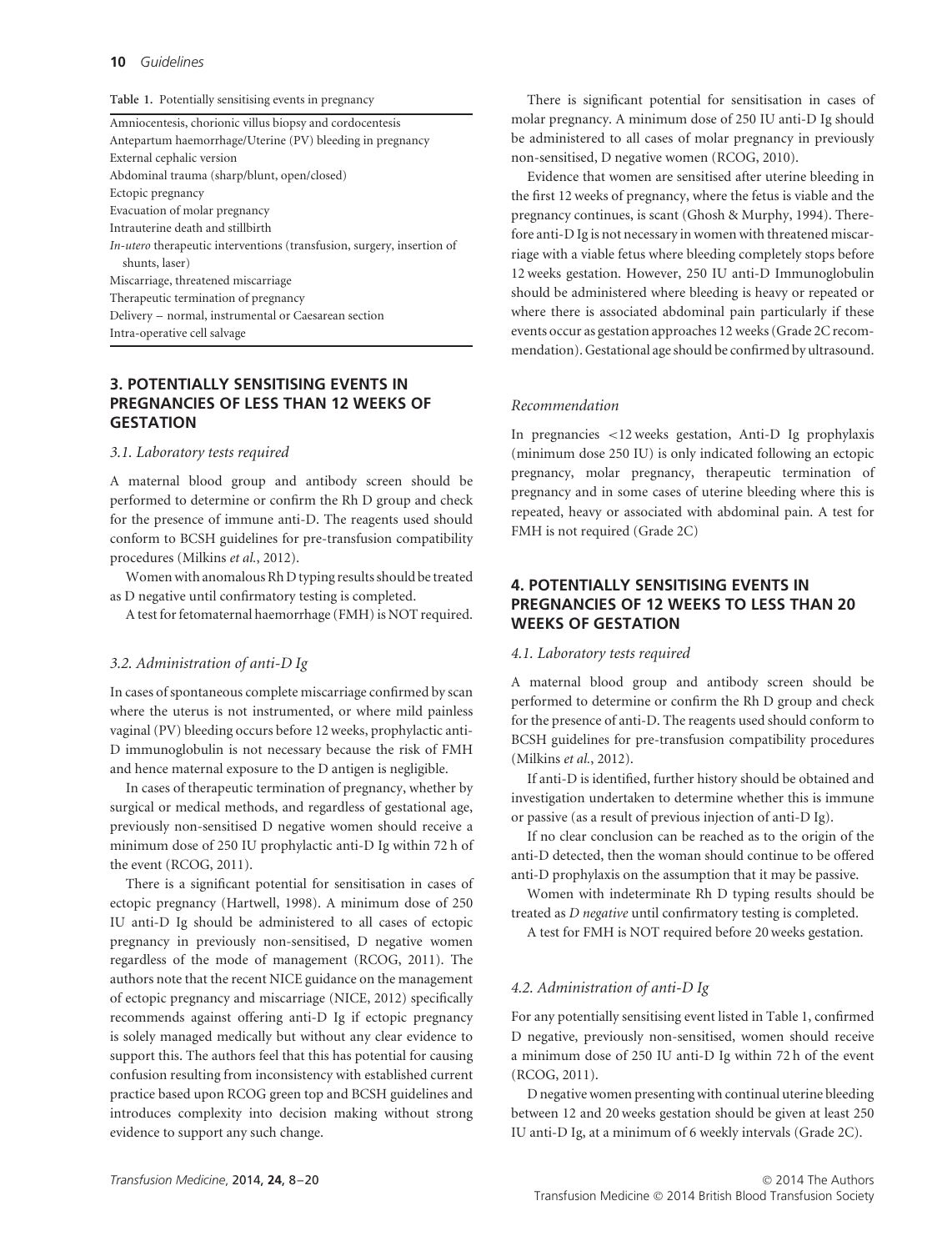**Table 1.** Potentially sensitising events in pregnancy

| |
|---|
| Amniocentesis, chorionic villus biopsy and cordocentesis |
| Antepartum haemorrhage/Uterine (PV) bleeding in pregnancy |
| External cephalic version |
| Abdominal trauma (sharp/blunt, open/closed) |
| Ectopic pregnancy |
| Evacuation of molar pregnancy |
| Intrauterine death and stillbirth |
| *In-utero* therapeutic interventions (transfusion, surgery, insertion of shunts, laser) |
| Miscarriage, threatened miscarriage |
| Therapeutic termination of pregnancy |
| Delivery – normal, instrumental or Caesarean section |
| Intra-operative cell salvage |

## 3. POTENTIALLY SENSITISING EVENTS IN PREGNANCIES OF LESS THAN 12 WEEKS OF GESTATION

### *3.1. Laboratory tests required*

A maternal blood group and antibody screen should be performed to determine or confirm the Rh D group and check for the presence of immune anti-D. The reagents used should conform to BCSH guidelines for pre-transfusion compatibility procedures (Milkins *et al.*, 2012).

Women with anomalous Rh D typing results should be treated as D negative until confirmatory testing is completed.

A test for fetomaternal haemorrhage (FMH) is NOT required.

### *3.2. Administration of anti-D Ig*

In cases of spontaneous complete miscarriage confirmed by scan where the uterus is not instrumented, or where mild painless vaginal (PV) bleeding occurs before 12 weeks, prophylactic anti-D immunoglobulin is not necessary because the risk of FMH and hence maternal exposure to the D antigen is negligible.

In cases of therapeutic termination of pregnancy, whether by surgical or medical methods, and regardless of gestational age, previously non-sensitised D negative women should receive a minimum dose of 250 IU prophylactic anti-D Ig within 72 h of the event (RCOG, 2011).

There is a significant potential for sensitisation in cases of ectopic pregnancy (Hartwell, 1998). A minimum dose of 250 IU anti-D Ig should be administered to all cases of ectopic pregnancy in previously non-sensitised, D negative women regardless of the mode of management (RCOG, 2011). The authors note that the recent NICE guidance on the management of ectopic pregnancy and miscarriage (NICE, 2012) specifically recommends against offering anti-D Ig if ectopic pregnancy is solely managed medically but without any clear evidence to support this. The authors feel that this has potential for causing confusion resulting from inconsistency with established current practice based upon RCOG green top and BCSH guidelines and introduces complexity into decision making without strong evidence to support any such change.

There is significant potential for sensitisation in cases of molar pregnancy. A minimum dose of 250 IU anti-D Ig should be administered to all cases of molar pregnancy in previously non-sensitised, D negative women (RCOG, 2010).

Evidence that women are sensitised after uterine bleeding in the first 12 weeks of pregnancy, where the fetus is viable and the pregnancy continues, is scant (Ghosh & Murphy, 1994). Therefore anti-D Ig is not necessary in women with threatened miscarriage with a viable fetus where bleeding completely stops before 12 weeks gestation. However, 250 IU anti-D Immunoglobulin should be administered where bleeding is heavy or repeated or where there is associated abdominal pain particularly if these events occur as gestation approaches 12 weeks (Grade 2C recommendation). Gestational age should be confirmed by ultrasound.

#### *Recommendation*

In pregnancies <12 weeks gestation, Anti-D Ig prophylaxis (minimum dose 250 IU) is only indicated following an ectopic pregnancy, molar pregnancy, therapeutic termination of pregnancy and in some cases of uterine bleeding where this is repeated, heavy or associated with abdominal pain. A test for FMH is not required (Grade 2C)

## 4. POTENTIALLY SENSITISING EVENTS IN PREGNANCIES OF 12 WEEKS TO LESS THAN 20 WEEKS OF GESTATION

### *4.1. Laboratory tests required*

A maternal blood group and antibody screen should be performed to determine or confirm the Rh D group and check for the presence of anti-D. The reagents used should conform to BCSH guidelines for pre-transfusion compatibility procedures (Milkins *et al.*, 2012).

If anti-D is identified, further history should be obtained and investigation undertaken to determine whether this is immune or passive (as a result of previous injection of anti-D Ig).

If no clear conclusion can be reached as to the origin of the anti-D detected, then the woman should continue to be offered anti-D prophylaxis on the assumption that it may be passive.

Women with indeterminate Rh D typing results should be treated as *D negative* until confirmatory testing is completed.

A test for FMH is NOT required before 20 weeks gestation.

### *4.2. Administration of anti-D Ig*

For any potentially sensitising event listed in Table 1, confirmed D negative, previously non-sensitised, women should receive a minimum dose of 250 IU anti-D Ig within 72 h of the event (RCOG, 2011).

D negative women presenting with continual uterine bleeding between 12 and 20 weeks gestation should be given at least 250 IU anti-D Ig, at a minimum of 6 weekly intervals (Grade 2C).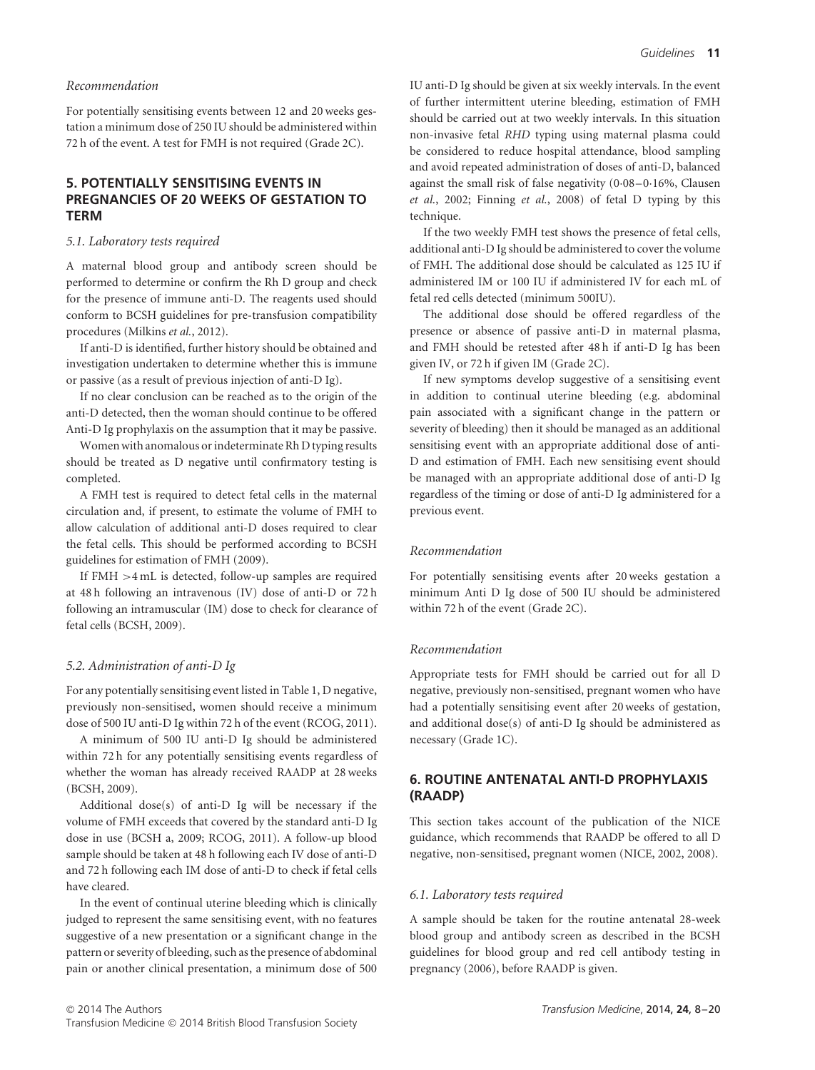*Recommendation*

For potentially sensitising events between 12 and 20 weeks gestation a minimum dose of 250 IU should be administered within 72 h of the event. A test for FMH is not required (Grade 2C).

## 5. POTENTIALLY SENSITISING EVENTS IN PREGNANCIES OF 20 WEEKS OF GESTATION TO TERM

### *5.1. Laboratory tests required*

A maternal blood group and antibody screen should be performed to determine or confirm the Rh D group and check for the presence of immune anti-D. The reagents used should conform to BCSH guidelines for pre-transfusion compatibility procedures (Milkins *et al.*, 2012).

If anti-D is identified, further history should be obtained and investigation undertaken to determine whether this is immune or passive (as a result of previous injection of anti-D Ig).

If no clear conclusion can be reached as to the origin of the anti-D detected, then the woman should continue to be offered Anti-D Ig prophylaxis on the assumption that it may be passive.

Women with anomalous or indeterminate Rh D typing results should be treated as D negative until confirmatory testing is completed.

A FMH test is required to detect fetal cells in the maternal circulation and, if present, to estimate the volume of FMH to allow calculation of additional anti-D doses required to clear the fetal cells. This should be performed according to BCSH guidelines for estimation of FMH (2009).

If FMH $>4$ mL is detected, follow-up samples are required at 48 h following an intravenous (IV) dose of anti-D or 72 h following an intramuscular (IM) dose to check for clearance of fetal cells (BCSH, 2009).

### *5.2. Administration of anti-D Ig*

For any potentially sensitising event listed in Table 1, D negative, previously non-sensitised, women should receive a minimum dose of 500 IU anti-D Ig within 72 h of the event (RCOG, 2011).

A minimum of 500 IU anti-D Ig should be administered within 72 h for any potentially sensitising events regardless of whether the woman has already received RAADP at 28 weeks (BCSH, 2009).

Additional dose(s) of anti-D Ig will be necessary if the volume of FMH exceeds that covered by the standard anti-D Ig dose in use (BCSH a, 2009; RCOG, 2011). A follow-up blood sample should be taken at 48 h following each IV dose of anti-D and 72 h following each IM dose of anti-D to check if fetal cells have cleared.

In the event of continual uterine bleeding which is clinically judged to represent the same sensitising event, with no features suggestive of a new presentation or a significant change in the pattern or severity of bleeding, such as the presence of abdominal pain or another clinical presentation, a minimum dose of 500 IU anti-D Ig should be given at six weekly intervals. In the event of further intermittent uterine bleeding, estimation of FMH should be carried out at two weekly intervals. In this situation non-invasive fetal *RHD* typing using maternal plasma could be considered to reduce hospital attendance, blood sampling and avoid repeated administration of doses of anti-D, balanced against the small risk of false negativity (0·08–0·16%, Clausen *et al.*, 2002; Finning *et al.*, 2008) of fetal D typing by this technique.

If the two weekly FMH test shows the presence of fetal cells, additional anti-D Ig should be administered to cover the volume of FMH. The additional dose should be calculated as 125 IU if administered IM or 100 IU if administered IV for each mL of fetal red cells detected (minimum 500IU).

The additional dose should be offered regardless of the presence or absence of passive anti-D in maternal plasma, and FMH should be retested after 48 h if anti-D Ig has been given IV, or 72 h if given IM (Grade 2C).

If new symptoms develop suggestive of a sensitising event in addition to continual uterine bleeding (e.g. abdominal pain associated with a significant change in the pattern or severity of bleeding) then it should be managed as an additional sensitising event with an appropriate additional dose of anti-D and estimation of FMH. Each new sensitising event should be managed with an appropriate additional dose of anti-D Ig regardless of the timing or dose of anti-D Ig administered for a previous event.

*Recommendation*

For potentially sensitising events after 20 weeks gestation a minimum Anti D Ig dose of 500 IU should be administered within 72 h of the event (Grade 2C).

*Recommendation*

Appropriate tests for FMH should be carried out for all D negative, previously non-sensitised, pregnant women who have had a potentially sensitising event after 20 weeks of gestation, and additional dose(s) of anti-D Ig should be administered as necessary (Grade 1C).

## 6. ROUTINE ANTENATAL ANTI-D PROPHYLAXIS (RAADP)

This section takes account of the publication of the NICE guidance, which recommends that RAADP be offered to all D negative, non-sensitised, pregnant women (NICE, 2002, 2008).

### *6.1. Laboratory tests required*

A sample should be taken for the routine antenatal 28-week blood group and antibody screen as described in the BCSH guidelines for blood group and red cell antibody testing in pregnancy (2006), before RAADP is given.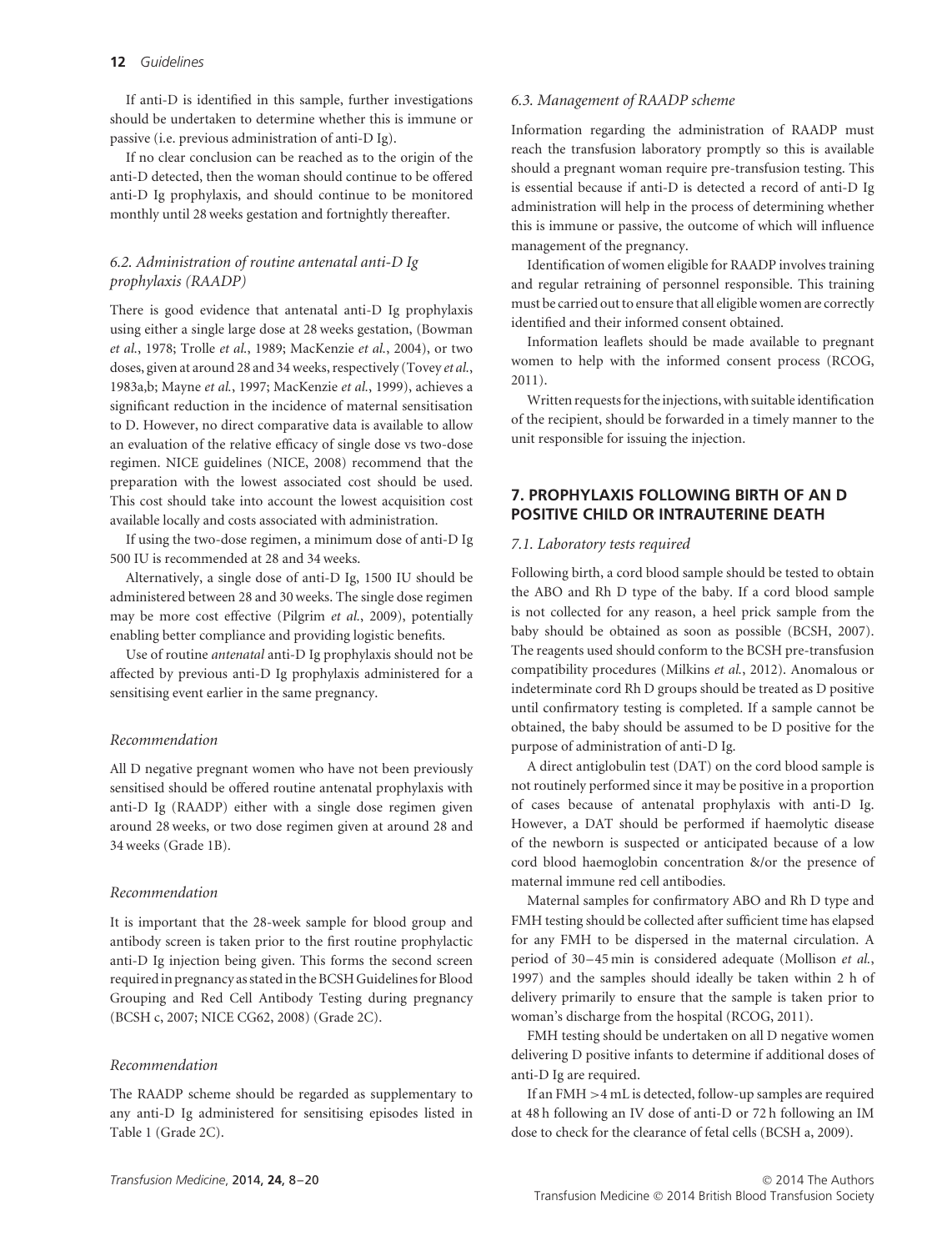If anti-D is identified in this sample, further investigations should be undertaken to determine whether this is immune or passive (i.e. previous administration of anti-D Ig).

If no clear conclusion can be reached as to the origin of the anti-D detected, then the woman should continue to be offered anti-D Ig prophylaxis, and should continue to be monitored monthly until 28 weeks gestation and fortnightly thereafter.

### *6.2. Administration of routine antenatal anti-D Ig prophylaxis (RAADP)*

There is good evidence that antenatal anti-D Ig prophylaxis using either a single large dose at 28 weeks gestation, (Bowman *et al.*, 1978; Trolle *et al.*, 1989; MacKenzie *et al.*, 2004), or two doses, given at around 28 and 34 weeks, respectively (Tovey *et al.*, 1983a,b; Mayne *et al.*, 1997; MacKenzie *et al.*, 1999), achieves a significant reduction in the incidence of maternal sensitisation to D. However, no direct comparative data is available to allow an evaluation of the relative efficacy of single dose vs two-dose regimen. NICE guidelines (NICE, 2008) recommend that the preparation with the lowest associated cost should be used. This cost should take into account the lowest acquisition cost available locally and costs associated with administration.

If using the two-dose regimen, a minimum dose of anti-D Ig 500 IU is recommended at 28 and 34 weeks.

Alternatively, a single dose of anti-D Ig, 1500 IU should be administered between 28 and 30 weeks. The single dose regimen may be more cost effective (Pilgrim *et al.*, 2009), potentially enabling better compliance and providing logistic benefits.

Use of routine *antenatal* anti-D Ig prophylaxis should not be affected by previous anti-D Ig prophylaxis administered for a sensitising event earlier in the same pregnancy.

#### *Recommendation*

All D negative pregnant women who have not been previously sensitised should be offered routine antenatal prophylaxis with anti-D Ig (RAADP) either with a single dose regimen given around 28 weeks, or two dose regimen given at around 28 and 34 weeks (Grade 1B).

#### *Recommendation*

It is important that the 28-week sample for blood group and antibody screen is taken prior to the first routine prophylactic anti-D Ig injection being given. This forms the second screen required in pregnancy as stated in the BCSH Guidelines for Blood Grouping and Red Cell Antibody Testing during pregnancy (BCSH c, 2007; NICE CG62, 2008) (Grade 2C).

#### *Recommendation*

The RAADP scheme should be regarded as supplementary to any anti-D Ig administered for sensitising episodes listed in Table 1 (Grade 2C).

### *6.3. Management of RAADP scheme*

Information regarding the administration of RAADP must reach the transfusion laboratory promptly so this is available should a pregnant woman require pre-transfusion testing. This is essential because if anti-D is detected a record of anti-D Ig administration will help in the process of determining whether this is immune or passive, the outcome of which will influence management of the pregnancy.

Identification of women eligible for RAADP involves training and regular retraining of personnel responsible. This training must be carried out to ensure that all eligible women are correctly identified and their informed consent obtained.

Information leaflets should be made available to pregnant women to help with the informed consent process (RCOG, 2011).

Written requests for the injections, with suitable identification of the recipient, should be forwarded in a timely manner to the unit responsible for issuing the injection.

## 7. PROPHYLAXIS FOLLOWING BIRTH OF AN D POSITIVE CHILD OR INTRAUTERINE DEATH

### *7.1. Laboratory tests required*

Following birth, a cord blood sample should be tested to obtain the ABO and Rh D type of the baby. If a cord blood sample is not collected for any reason, a heel prick sample from the baby should be obtained as soon as possible (BCSH, 2007). The reagents used should conform to the BCSH pre-transfusion compatibility procedures (Milkins *et al.*, 2012). Anomalous or indeterminate cord Rh D groups should be treated as D positive until confirmatory testing is completed. If a sample cannot be obtained, the baby should be assumed to be D positive for the purpose of administration of anti-D Ig.

A direct antiglobulin test (DAT) on the cord blood sample is not routinely performed since it may be positive in a proportion of cases because of antenatal prophylaxis with anti-D Ig. However, a DAT should be performed if haemolytic disease of the newborn is suspected or anticipated because of a low cord blood haemoglobin concentration &/or the presence of maternal immune red cell antibodies.

Maternal samples for confirmatory ABO and Rh D type and FMH testing should be collected after sufficient time has elapsed for any FMH to be dispersed in the maternal circulation. A period of 30–45 min is considered adequate (Mollison *et al.*, 1997) and the samples should ideally be taken within 2 h of delivery primarily to ensure that the sample is taken prior to woman's discharge from the hospital (RCOG, 2011).

FMH testing should be undertaken on all D negative women delivering D positive infants to determine if additional doses of anti-D Ig are required.

If an FMH >4 mL is detected, follow-up samples are required at 48 h following an IV dose of anti-D or 72 h following an IM dose to check for the clearance of fetal cells (BCSH a, 2009).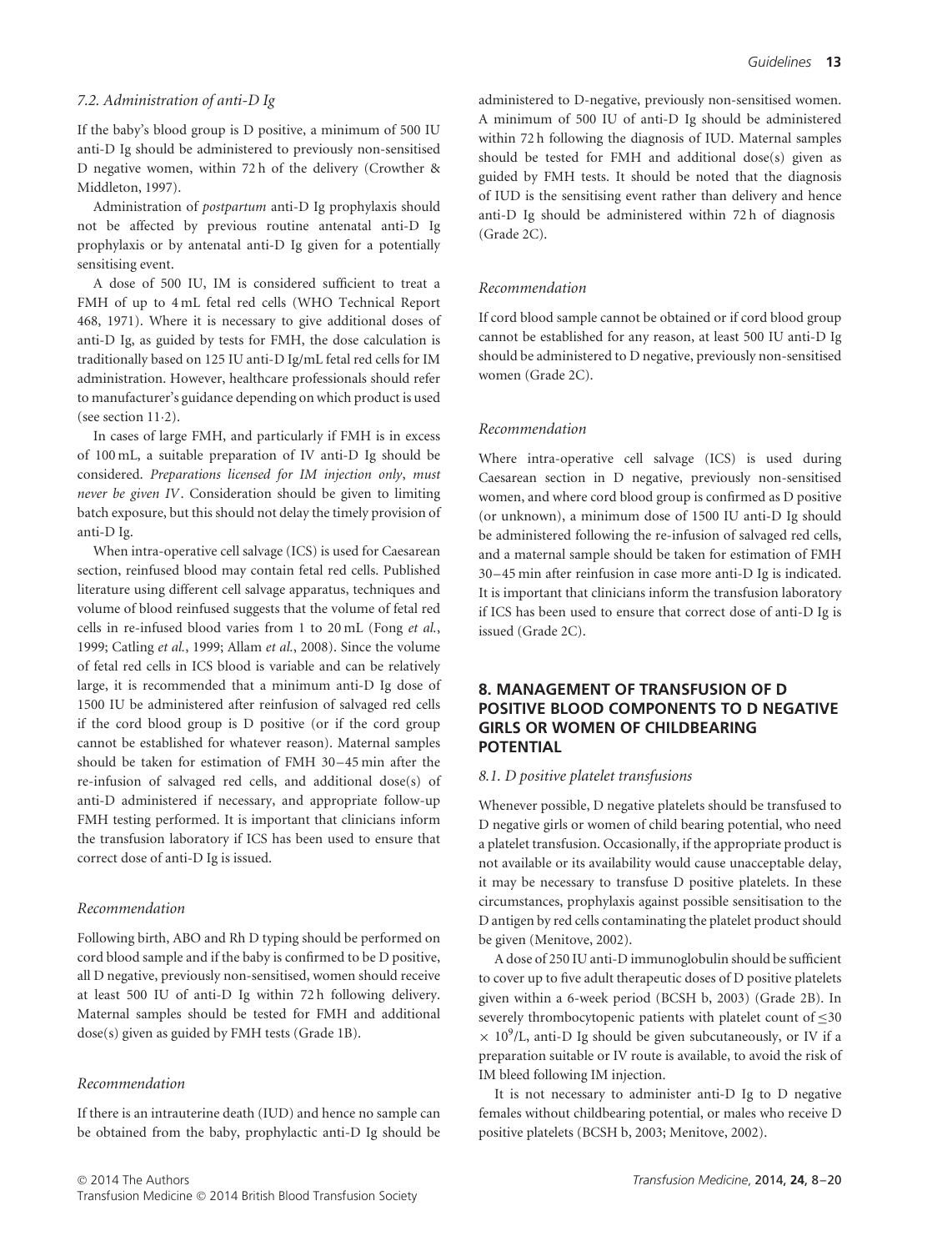### 7.2. Administration of anti-D Ig

If the baby's blood group is D positive, a minimum of 500 IU anti-D Ig should be administered to previously non-sensitised D negative women, within 72 h of the delivery (Crowther & Middleton, 1997).

Administration of *postpartum* anti-D Ig prophylaxis should not be affected by previous routine antenatal anti-D Ig prophylaxis or by antenatal anti-D Ig given for a potentially sensitising event.

A dose of 500 IU, IM is considered sufficient to treat a FMH of up to 4 mL fetal red cells (WHO Technical Report 468, 1971). Where it is necessary to give additional doses of anti-D Ig, as guided by tests for FMH, the dose calculation is traditionally based on 125 IU anti-D Ig/mL fetal red cells for IM administration. However, healthcare professionals should refer to manufacturer's guidance depending on which product is used (see section 11·2).

In cases of large FMH, and particularly if FMH is in excess of 100 mL, a suitable preparation of IV anti-D Ig should be considered. *Preparations licensed for IM injection only, must never be given IV*. Consideration should be given to limiting batch exposure, but this should not delay the timely provision of anti-D Ig.

When intra-operative cell salvage (ICS) is used for Caesarean section, reinfused blood may contain fetal red cells. Published literature using different cell salvage apparatus, techniques and volume of blood reinfused suggests that the volume of fetal red cells in re-infused blood varies from 1 to 20 mL (Fong *et al.*, 1999; Catling *et al.*, 1999; Allam *et al.*, 2008). Since the volume of fetal red cells in ICS blood is variable and can be relatively large, it is recommended that a minimum anti-D Ig dose of 1500 IU be administered after reinfusion of salvaged red cells if the cord blood group is D positive (or if the cord group cannot be established for whatever reason). Maternal samples should be taken for estimation of FMH 30–45 min after the re-infusion of salvaged red cells, and additional dose(s) of anti-D administered if necessary, and appropriate follow-up FMH testing performed. It is important that clinicians inform the transfusion laboratory if ICS has been used to ensure that correct dose of anti-D Ig is issued.

#### Recommendation

Following birth, ABO and Rh D typing should be performed on cord blood sample and if the baby is confirmed to be D positive, all D negative, previously non-sensitised, women should receive at least 500 IU of anti-D Ig within 72 h following delivery. Maternal samples should be tested for FMH and additional dose(s) given as guided by FMH tests (Grade 1B).

#### Recommendation

If there is an intrauterine death (IUD) and hence no sample can be obtained from the baby, prophylactic anti-D Ig should be administered to D-negative, previously non-sensitised women. A minimum of 500 IU of anti-D Ig should be administered within 72 h following the diagnosis of IUD. Maternal samples should be tested for FMH and additional dose(s) given as guided by FMH tests. It should be noted that the diagnosis of IUD is the sensitising event rather than delivery and hence anti-D Ig should be administered within 72 h of diagnosis (Grade 2C).

#### Recommendation

If cord blood sample cannot be obtained or if cord blood group cannot be established for any reason, at least 500 IU anti-D Ig should be administered to D negative, previously non-sensitised women (Grade 2C).

#### Recommendation

Where intra-operative cell salvage (ICS) is used during Caesarean section in D negative, previously non-sensitised women, and where cord blood group is confirmed as D positive (or unknown), a minimum dose of 1500 IU anti-D Ig should be administered following the re-infusion of salvaged red cells, and a maternal sample should be taken for estimation of FMH 30–45 min after reinfusion in case more anti-D Ig is indicated. It is important that clinicians inform the transfusion laboratory if ICS has been used to ensure that correct dose of anti-D Ig is issued (Grade 2C).

## 8. MANAGEMENT OF TRANSFUSION OF D POSITIVE BLOOD COMPONENTS TO D NEGATIVE GIRLS OR WOMEN OF CHILDBEARING POTENTIAL

### 8.1. D positive platelet transfusions

Whenever possible, D negative platelets should be transfused to D negative girls or women of child bearing potential, who need a platelet transfusion. Occasionally, if the appropriate product is not available or its availability would cause unacceptable delay, it may be necessary to transfuse D positive platelets. In these circumstances, prophylaxis against possible sensitisation to the D antigen by red cells contaminating the platelet product should be given (Menitove, 2002).

A dose of 250 IU anti-D immunoglobulin should be sufficient to cover up to five adult therapeutic doses of D positive platelets given within a 6-week period (BCSH b, 2003) (Grade 2B). In severely thrombocytopenic patients with platelet count of $\leq 30 \times 10^9$/L, anti-D Ig should be given subcutaneously, or IV if a preparation suitable or IV route is available, to avoid the risk of IM bleed following IM injection.

It is not necessary to administer anti-D Ig to D negative females without childbearing potential, or males who receive D positive platelets (BCSH b, 2003; Menitove, 2002).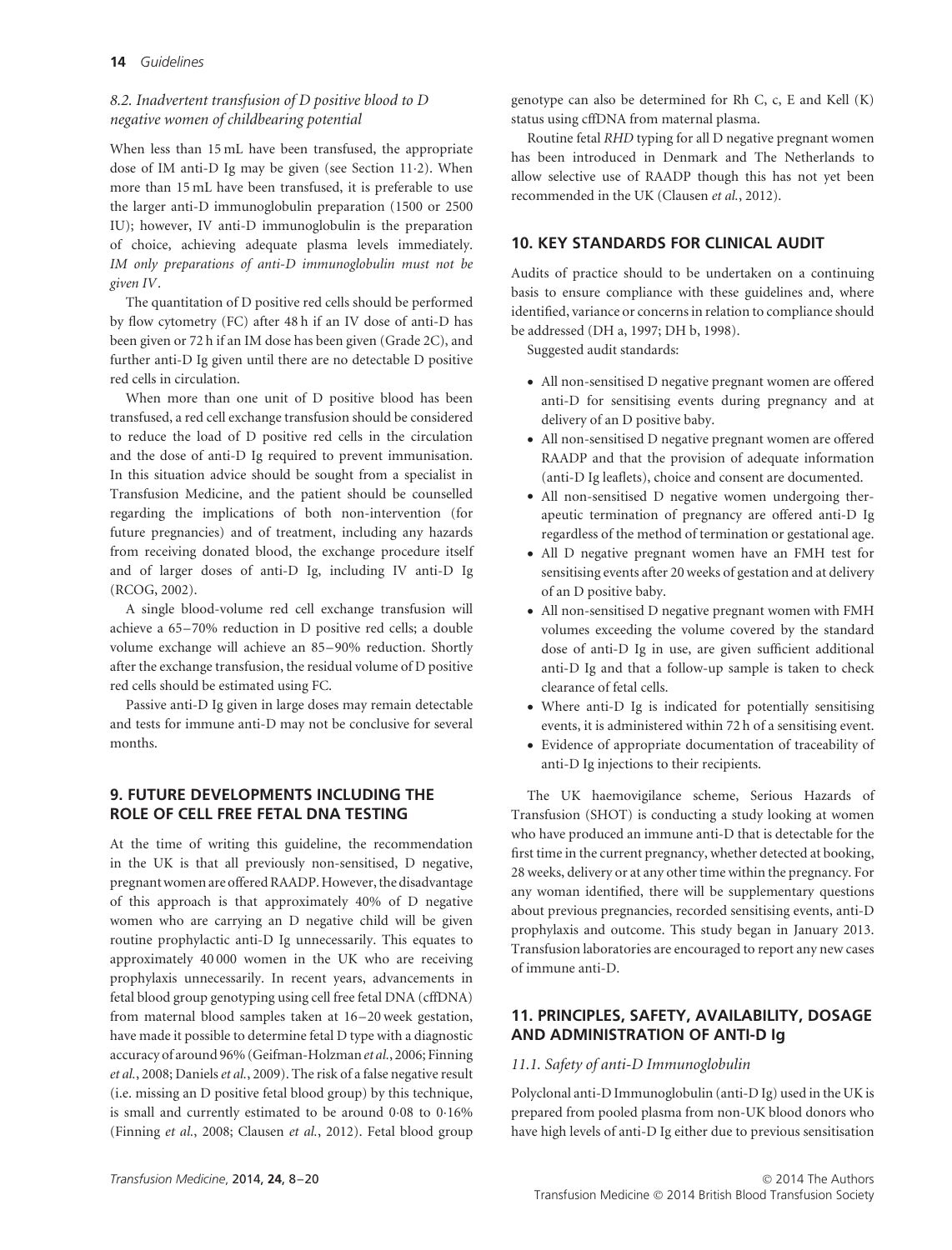### 8.2. Inadvertent transfusion of D positive blood to D negative women of childbearing potential

When less than 15 mL have been transfused, the appropriate dose of IM anti-D Ig may be given (see Section 11·2). When more than 15 mL have been transfused, it is preferable to use the larger anti-D immunoglobulin preparation (1500 or 2500 IU); however, IV anti-D immunoglobulin is the preparation of choice, achieving adequate plasma levels immediately. *IM only preparations of anti-D immunoglobulin must not be given IV*.

The quantitation of D positive red cells should be performed by flow cytometry (FC) after 48 h if an IV dose of anti-D has been given or 72 h if an IM dose has been given (Grade 2C), and further anti-D Ig given until there are no detectable D positive red cells in circulation.

When more than one unit of D positive blood has been transfused, a red cell exchange transfusion should be considered to reduce the load of D positive red cells in the circulation and the dose of anti-D Ig required to prevent immunisation. In this situation advice should be sought from a specialist in Transfusion Medicine, and the patient should be counselled regarding the implications of both non-intervention (for future pregnancies) and of treatment, including any hazards from receiving donated blood, the exchange procedure itself and of larger doses of anti-D Ig, including IV anti-D Ig (RCOG, 2002).

A single blood-volume red cell exchange transfusion will achieve a 65–70% reduction in D positive red cells; a double volume exchange will achieve an 85–90% reduction. Shortly after the exchange transfusion, the residual volume of D positive red cells should be estimated using FC.

Passive anti-D Ig given in large doses may remain detectable and tests for immune anti-D may not be conclusive for several months.

## 9. FUTURE DEVELOPMENTS INCLUDING THE ROLE OF CELL FREE FETAL DNA TESTING

At the time of writing this guideline, the recommendation in the UK is that all previously non-sensitised, D negative, pregnant women are offered RAADP. However, the disadvantage of this approach is that approximately 40% of D negative women who are carrying an D negative child will be given routine prophylactic anti-D Ig unnecessarily. This equates to approximately 40 000 women in the UK who are receiving prophylaxis unnecessarily. In recent years, advancements in fetal blood group genotyping using cell free fetal DNA (cffDNA) from maternal blood samples taken at 16–20 week gestation, have made it possible to determine fetal D type with a diagnostic accuracy of around 96% (Geifman-Holzman *et al.*, 2006; Finning *et al.*, 2008; Daniels *et al.*, 2009). The risk of a false negative result (i.e. missing an D positive fetal blood group) by this technique, is small and currently estimated to be around 0·08 to 0·16% (Finning *et al.*, 2008; Clausen *et al.*, 2012). Fetal blood group genotype can also be determined for Rh C, c, E and Kell (K) status using cffDNA from maternal plasma.

Routine fetal *RHD* typing for all D negative pregnant women has been introduced in Denmark and The Netherlands to allow selective use of RAADP though this has not yet been recommended in the UK (Clausen *et al.*, 2012).

## 10. KEY STANDARDS FOR CLINICAL AUDIT

Audits of practice should to be undertaken on a continuing basis to ensure compliance with these guidelines and, where identified, variance or concerns in relation to compliance should be addressed (DH a, 1997; DH b, 1998).

Suggested audit standards:

- All non-sensitised D negative pregnant women are offered anti-D for sensitising events during pregnancy and at delivery of an D positive baby.
- All non-sensitised D negative pregnant women are offered RAADP and that the provision of adequate information (anti-D Ig leaflets), choice and consent are documented.
- All non-sensitised D negative women undergoing therapeutic termination of pregnancy are offered anti-D Ig regardless of the method of termination or gestational age.
- All D negative pregnant women have an FMH test for sensitising events after 20 weeks of gestation and at delivery of an D positive baby.
- All non-sensitised D negative pregnant women with FMH volumes exceeding the volume covered by the standard dose of anti-D Ig in use, are given sufficient additional anti-D Ig and that a follow-up sample is taken to check clearance of fetal cells.
- Where anti-D Ig is indicated for potentially sensitising events, it is administered within 72 h of a sensitising event.
- Evidence of appropriate documentation of traceability of anti-D Ig injections to their recipients.

The UK haemovigilance scheme, Serious Hazards of Transfusion (SHOT) is conducting a study looking at women who have produced an immune anti-D that is detectable for the first time in the current pregnancy, whether detected at booking, 28 weeks, delivery or at any other time within the pregnancy. For any woman identified, there will be supplementary questions about previous pregnancies, recorded sensitising events, anti-D prophylaxis and outcome. This study began in January 2013. Transfusion laboratories are encouraged to report any new cases of immune anti-D.

## 11. PRINCIPLES, SAFETY, AVAILABILITY, DOSAGE AND ADMINISTRATION OF ANTI-D Ig

### 11.1. Safety of anti-D Immunoglobulin

Polyclonal anti-D Immunoglobulin (anti-D Ig) used in the UK is prepared from pooled plasma from non-UK blood donors who have high levels of anti-D Ig either due to previous sensitisation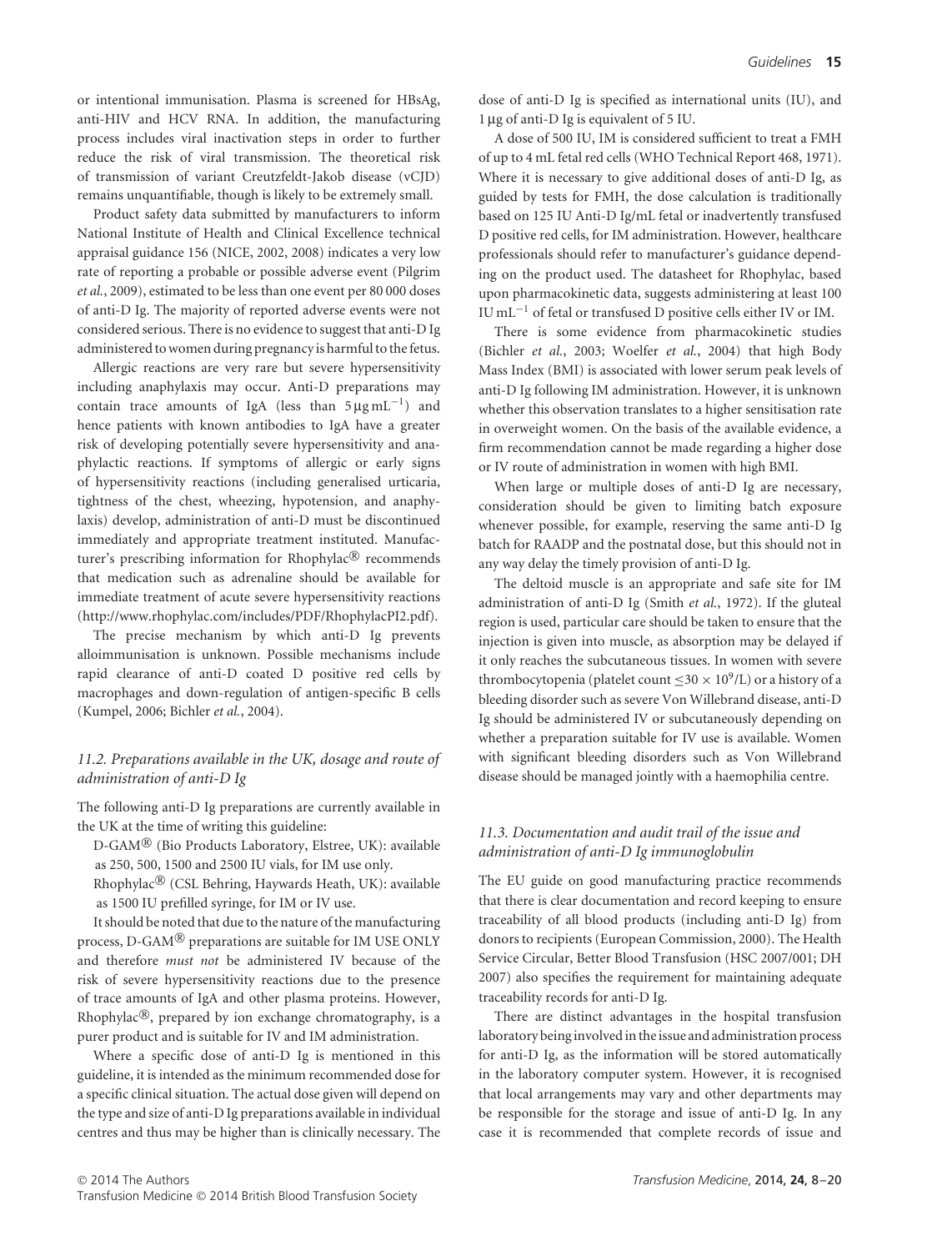or intentional immunisation. Plasma is screened for HBsAg, anti-HIV and HCV RNA. In addition, the manufacturing process includes viral inactivation steps in order to further reduce the risk of viral transmission. The theoretical risk of transmission of variant Creutzfeldt-Jakob disease (vCJD) remains unquantifiable, though is likely to be extremely small.

Product safety data submitted by manufacturers to inform National Institute of Health and Clinical Excellence technical appraisal guidance 156 (NICE, 2002, 2008) indicates a very low rate of reporting a probable or possible adverse event (Pilgrim *et al.*, 2009), estimated to be less than one event per 80 000 doses of anti-D Ig. The majority of reported adverse events were not considered serious. There is no evidence to suggest that anti-D Ig administered to women during pregnancy is harmful to the fetus.

Allergic reactions are very rare but severe hypersensitivity including anaphylaxis may occur. Anti-D preparations may contain trace amounts of IgA (less than $5\,\mu g\,mL^{-1}$) and hence patients with known antibodies to IgA have a greater risk of developing potentially severe hypersensitivity and anaphylactic reactions. If symptoms of allergic or early signs of hypersensitivity reactions (including generalised urticaria, tightness of the chest, wheezing, hypotension, and anaphylaxis) develop, administration of anti-D must be discontinued immediately and appropriate treatment instituted. Manufacturer's prescribing information for Rhophylac® recommends that medication such as adrenaline should be available for immediate treatment of acute severe hypersensitivity reactions (http://www.rhophylac.com/includes/PDF/RhophylacPI2.pdf).

The precise mechanism by which anti-D Ig prevents alloimmunisation is unknown. Possible mechanisms include rapid clearance of anti-D coated D positive red cells by macrophages and down-regulation of antigen-specific B cells (Kumpel, 2006; Bichler *et al.*, 2004).

### *11.2. Preparations available in the UK, dosage and route of administration of anti-D Ig*

The following anti-D Ig preparations are currently available in the UK at the time of writing this guideline:

D-GAM® (Bio Products Laboratory, Elstree, UK): available as 250, 500, 1500 and 2500 IU vials, for IM use only.

Rhophylac® (CSL Behring, Haywards Heath, UK): available as 1500 IU prefilled syringe, for IM or IV use.

It should be noted that due to the nature of the manufacturing process, D-GAM® preparations are suitable for IM USE ONLY and therefore *must not* be administered IV because of the risk of severe hypersensitivity reactions due to the presence of trace amounts of IgA and other plasma proteins. However, Rhophylac®, prepared by ion exchange chromatography, is a purer product and is suitable for IV and IM administration.

Where a specific dose of anti-D Ig is mentioned in this guideline, it is intended as the minimum recommended dose for a specific clinical situation. The actual dose given will depend on the type and size of anti-D Ig preparations available in individual centres and thus may be higher than is clinically necessary. The dose of anti-D Ig is specified as international units (IU), and $1\,\mu g$ of anti-D Ig is equivalent of 5 IU.

A dose of 500 IU, IM is considered sufficient to treat a FMH of up to 4 mL fetal red cells (WHO Technical Report 468, 1971). Where it is necessary to give additional doses of anti-D Ig, as guided by tests for FMH, the dose calculation is traditionally based on 125 IU Anti-D Ig/mL fetal or inadvertently transfused D positive red cells, for IM administration. However, healthcare professionals should refer to manufacturer's guidance depending on the product used. The datasheet for Rhophylac, based upon pharmacokinetic data, suggests administering at least 100 IU $mL^{-1}$ of fetal or transfused D positive cells either IV or IM.

There is some evidence from pharmacokinetic studies (Bichler *et al.*, 2003; Woelfer *et al.*, 2004) that high Body Mass Index (BMI) is associated with lower serum peak levels of anti-D Ig following IM administration. However, it is unknown whether this observation translates to a higher sensitisation rate in overweight women. On the basis of the available evidence, a firm recommendation cannot be made regarding a higher dose or IV route of administration in women with high BMI.

When large or multiple doses of anti-D Ig are necessary, consideration should be given to limiting batch exposure whenever possible, for example, reserving the same anti-D Ig batch for RAADP and the postnatal dose, but this should not in any way delay the timely provision of anti-D Ig.

The deltoid muscle is an appropriate and safe site for IM administration of anti-D Ig (Smith *et al.*, 1972). If the gluteal region is used, particular care should be taken to ensure that the injection is given into muscle, as absorption may be delayed if it only reaches the subcutaneous tissues. In women with severe thrombocytopenia (platelet count $\leq 30 \times 10^9$/L) or a history of a bleeding disorder such as severe Von Willebrand disease, anti-D Ig should be administered IV or subcutaneously depending on whether a preparation suitable for IV use is available. Women with significant bleeding disorders such as Von Willebrand disease should be managed jointly with a haemophilia centre.

### *11.3. Documentation and audit trail of the issue and administration of anti-D Ig immunoglobulin*

The EU guide on good manufacturing practice recommends that there is clear documentation and record keeping to ensure traceability of all blood products (including anti-D Ig) from donors to recipients (European Commission, 2000). The Health Service Circular, Better Blood Transfusion (HSC 2007/001; DH 2007) also specifies the requirement for maintaining adequate traceability records for anti-D Ig.

There are distinct advantages in the hospital transfusion laboratory being involved in the issue and administration process for anti-D Ig, as the information will be stored automatically in the laboratory computer system. However, it is recognised that local arrangements may vary and other departments may be responsible for the storage and issue of anti-D Ig. In any case it is recommended that complete records of issue and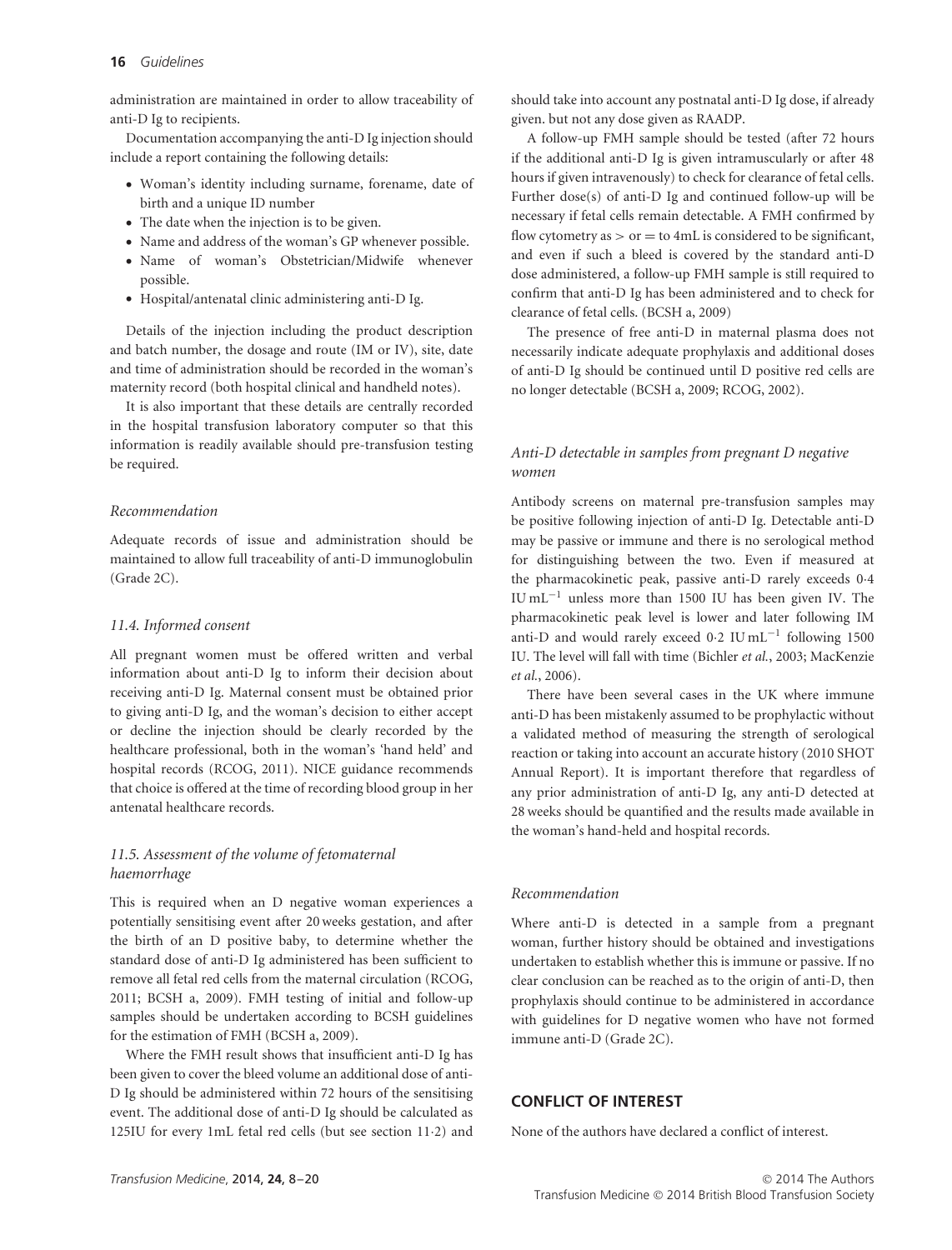administration are maintained in order to allow traceability of anti-D Ig to recipients.

Documentation accompanying the anti-D Ig injection should include a report containing the following details:

- Woman's identity including surname, forename, date of birth and a unique ID number
- The date when the injection is to be given.
- Name and address of the woman's GP whenever possible.
- Name of woman's Obstetrician/Midwife whenever possible.
- Hospital/antenatal clinic administering anti-D Ig.

Details of the injection including the product description and batch number, the dosage and route (IM or IV), site, date and time of administration should be recorded in the woman's maternity record (both hospital clinical and handheld notes).

It is also important that these details are centrally recorded in the hospital transfusion laboratory computer so that this information is readily available should pre-transfusion testing be required.

*Recommendation*

Adequate records of issue and administration should be maintained to allow full traceability of anti-D immunoglobulin (Grade 2C).

### *11.4. Informed consent*

All pregnant women must be offered written and verbal information about anti-D Ig to inform their decision about receiving anti-D Ig. Maternal consent must be obtained prior to giving anti-D Ig, and the woman's decision to either accept or decline the injection should be clearly recorded by the healthcare professional, both in the woman's 'hand held' and hospital records (RCOG, 2011). NICE guidance recommends that choice is offered at the time of recording blood group in her antenatal healthcare records.

### *11.5. Assessment of the volume of fetomaternal haemorrhage*

This is required when an D negative woman experiences a potentially sensitising event after 20 weeks gestation, and after the birth of an D positive baby, to determine whether the standard dose of anti-D Ig administered has been sufficient to remove all fetal red cells from the maternal circulation (RCOG, 2011; BCSH a, 2009). FMH testing of initial and follow-up samples should be undertaken according to BCSH guidelines for the estimation of FMH (BCSH a, 2009).

Where the FMH result shows that insufficient anti-D Ig has been given to cover the bleed volume an additional dose of anti-D Ig should be administered within 72 hours of the sensitising event. The additional dose of anti-D Ig should be calculated as 125IU for every 1mL fetal red cells (but see section 11·2) and should take into account any postnatal anti-D Ig dose, if already given. but not any dose given as RAADP.

A follow-up FMH sample should be tested (after 72 hours if the additional anti-D Ig is given intramuscularly or after 48 hours if given intravenously) to check for clearance of fetal cells. Further dose(s) of anti-D Ig and continued follow-up will be necessary if fetal cells remain detectable. A FMH confirmed by flow cytometry as > or = to 4mL is considered to be significant, and even if such a bleed is covered by the standard anti-D dose administered, a follow-up FMH sample is still required to confirm that anti-D Ig has been administered and to check for clearance of fetal cells. (BCSH a, 2009)

The presence of free anti-D in maternal plasma does not necessarily indicate adequate prophylaxis and additional doses of anti-D Ig should be continued until D positive red cells are no longer detectable (BCSH a, 2009; RCOG, 2002).

### *Anti-D detectable in samples from pregnant D negative women*

Antibody screens on maternal pre-transfusion samples may be positive following injection of anti-D Ig. Detectable anti-D may be passive or immune and there is no serological method for distinguishing between the two. Even if measured at the pharmacokinetic peak, passive anti-D rarely exceeds 0·4 IU $mL^{-1}$ unless more than 1500 IU has been given IV. The pharmacokinetic peak level is lower and later following IM anti-D and would rarely exceed 0·2 IU $mL^{-1}$ following 1500 IU. The level will fall with time (Bichler *et al.*, 2003; MacKenzie *et al.*, 2006).

There have been several cases in the UK where immune anti-D has been mistakenly assumed to be prophylactic without a validated method of measuring the strength of serological reaction or taking into account an accurate history (2010 SHOT Annual Report). It is important therefore that regardless of any prior administration of anti-D Ig, any anti-D detected at 28 weeks should be quantified and the results made available in the woman's hand-held and hospital records.

*Recommendation*

Where anti-D is detected in a sample from a pregnant woman, further history should be obtained and investigations undertaken to establish whether this is immune or passive. If no clear conclusion can be reached as to the origin of anti-D, then prophylaxis should continue to be administered in accordance with guidelines for D negative women who have not formed immune anti-D (Grade 2C).

## CONFLICT OF INTEREST

None of the authors have declared a conflict of interest.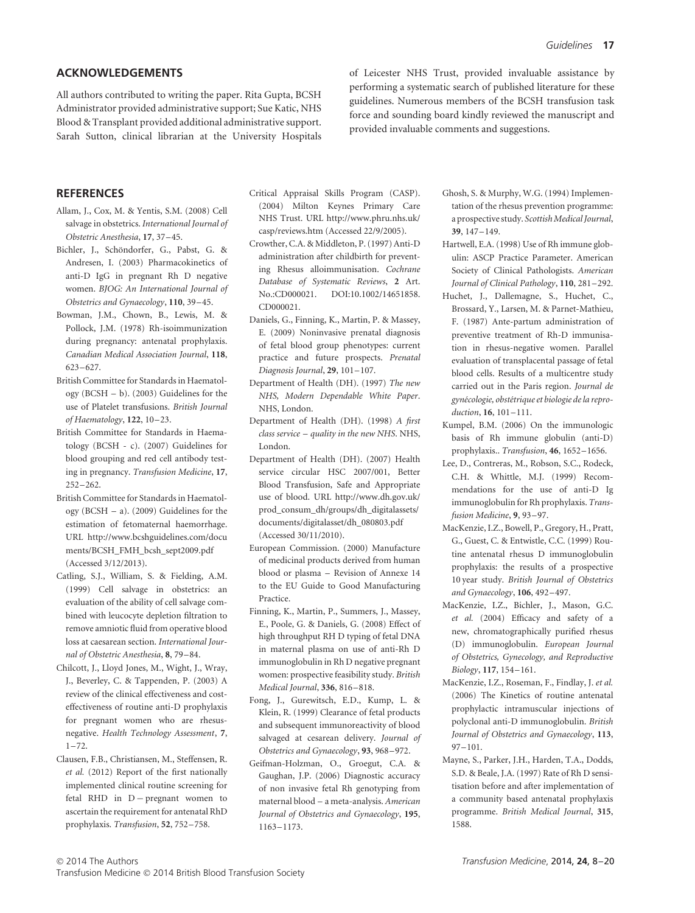## ACKNOWLEDGEMENTS

All authors contributed to writing the paper. Rita Gupta, BCSH Administrator provided administrative support; Sue Katic, NHS Blood & Transplant provided additional administrative support. Sarah Sutton, clinical librarian at the University Hospitals of Leicester NHS Trust, provided invaluable assistance by performing a systematic search of published literature for these guidelines. Numerous members of the BCSH transfusion task force and sounding board kindly reviewed the manuscript and provided invaluable comments and suggestions.

## REFERENCES

Allam, J., Cox, M. & Yentis, S.M. (2008) Cell salvage in obstetrics. *International Journal of Obstetric Anesthesia*, **17**, 37–45.

Bichler, J., Schöndorfer, G., Pabst, G. & Andresen, I. (2003) Pharmacokinetics of anti-D IgG in pregnant Rh D negative women. *BJOG: An International Journal of Obstetrics and Gynaecology*, **110**, 39–45.

Bowman, J.M., Chown, B., Lewis, M. & Pollock, J.M. (1978) Rh-isoimmunization during pregnancy: antenatal prophylaxis. *Canadian Medical Association Journal*, **118**, 623–627.

British Committee for Standards in Haematology (BCSH – b). (2003) Guidelines for the use of Platelet transfusions. *British Journal of Haematology*, **122**, 10–23.

British Committee for Standards in Haematology (BCSH - c). (2007) Guidelines for blood grouping and red cell antibody testing in pregnancy. *Transfusion Medicine*, **17**, 252–262.

British Committee for Standards in Haematology (BCSH – a). (2009) Guidelines for the estimation of fetomaternal haemorrhage. URL http://www.bcshguidelines.com/documents/BCSH_FMH_bcsh_sept2009.pdf (Accessed 3/12/2013).

Catling, S.J., William, S. & Fielding, A.M. (1999) Cell salvage in obstetrics: an evaluation of the ability of cell salvage combined with leucocyte depletion filtration to remove amniotic fluid from operative blood loss at caesarean section. *International Journal of Obstetric Anesthesia*, **8**, 79–84.

Chilcott, J., Lloyd Jones, M., Wight, J., Wray, J., Beverley, C. & Tappenden, P. (2003) A review of the clinical effectiveness and cost-effectiveness of routine anti-D prophylaxis for pregnant women who are rhesus-negative. *Health Technology Assessment*, **7**, 1–72.

Clausen, F.B., Christiansen, M., Steffensen, R. *et al.* (2012) Report of the first nationally implemented clinical routine screening for fetal RHD in D – pregnant women to ascertain the requirement for antenatal RhD prophylaxis. *Transfusion*, **52**, 752–758.

Critical Appraisal Skills Program (CASP). (2004) Milton Keynes Primary Care NHS Trust. URL http://www.phru.nhs.uk/casp/reviews.htm (Accessed 22/9/2005).

Crowther, C.A. & Middleton, P. (1997) Anti-D administration after childbirth for preventing Rhesus alloimmunisation. *Cochrane Database of Systematic Reviews*, **2** Art. No.:CD000021. DOI:10.1002/14651858.CD000021.

Daniels, G., Finning, K., Martin, P. & Massey, E. (2009) Noninvasive prenatal diagnosis of fetal blood group phenotypes: current practice and future prospects. *Prenatal Diagnosis Journal*, **29**, 101–107.

Department of Health (DH). (1997) *The new NHS, Modern Dependable White Paper*. NHS, London.

Department of Health (DH). (1998) *A first class service – quality in the new NHS*. NHS, London.

Department of Health (DH). (2007) Health service circular HSC 2007/001, Better Blood Transfusion, Safe and Appropriate use of blood. URL http://www.dh.gov.uk/prod_consum_dh/groups/dh_digitalassets/documents/digitalasset/dh_080803.pdf (Accessed 30/11/2010).

European Commission. (2000) Manufacture of medicinal products derived from human blood or plasma – Revision of Annexe 14 to the EU Guide to Good Manufacturing Practice.

Finning, K., Martin, P., Summers, J., Massey, E., Poole, G. & Daniels, G. (2008) Effect of high throughput RH D typing of fetal DNA in maternal plasma on use of anti-Rh D immunoglobulin in Rh D negative pregnant women: prospective feasibility study. *British Medical Journal*, **336**, 816–818.

Fong, J., Gurewitsch, E.D., Kump, L. & Klein, R. (1999) Clearance of fetal products and subsequent immunoreactivity of blood salvaged at cesarean delivery. *Journal of Obstetrics and Gynaecology*, **93**, 968–972.

Geifman-Holzman, O., Groegut, C.A. & Gaughan, J.P. (2006) Diagnostic accuracy of non invasive fetal Rh genotyping from maternal blood – a meta-analysis. *American Journal of Obstetrics and Gynaecology*, **195**, 1163–1173.

Ghosh, S. & Murphy, W.G. (1994) Implementation of the rhesus prevention programme: a prospective study. *Scottish Medical Journal*, **39**, 147–149.

Hartwell, E.A. (1998) Use of Rh immune globulin: ASCP Practice Parameter. American Society of Clinical Pathologists. *American Journal of Clinical Pathology*, **110**, 281–292.

Huchet, J., Dallemagne, S., Huchet, C., Brossard, Y., Larsen, M. & Parnet-Mathieu, F. (1987) Ante-partum administration of preventive treatment of Rh-D immunisation in rhesus-negative women. Parallel evaluation of transplacental passage of fetal blood cells. Results of a multicentre study carried out in the Paris region. *Journal de gynécologie, obstétrique et biologie de la reproduction*, **16**, 101–111.

Kumpel, B.M. (2006) On the immunologic basis of Rh immune globulin (anti-D) prophylaxis.. *Transfusion*, **46**, 1652–1656.

Lee, D., Contreras, M., Robson, S.C., Rodeck, C.H. & Whittle, M.J. (1999) Recommendations for the use of anti-D Ig immunoglobulin for Rh prophylaxis. *Transfusion Medicine*, **9**, 93–97.

MacKenzie, I.Z., Bowell, P., Gregory, H., Pratt, G., Guest, C. & Entwistle, C.C. (1999) Routine antenatal rhesus D immunoglobulin prophylaxis: the results of a prospective 10 year study. *British Journal of Obstetrics and Gynaecology*, **106**, 492–497.

MacKenzie, I.Z., Bichler, J., Mason, G.C. *et al.* (2004) Efficacy and safety of a new, chromatographically purified rhesus (D) immunoglobulin. *European Journal of Obstetrics, Gynecology, and Reproductive Biology*, **117**, 154–161.

MacKenzie, I.Z., Roseman, F., Findlay, J. *et al.* (2006) The Kinetics of routine antenatal prophylactic intramuscular injections of polyclonal anti-D immunoglobulin. *British Journal of Obstetrics and Gynaecology*, **113**, 97–101.

Mayne, S., Parker, J.H., Harden, T.A., Dodds, S.D. & Beale, J.A. (1997) Rate of Rh D sensitisation before and after implementation of a community based antenatal prophylaxis programme. *British Medical Journal*, **315**, 1588.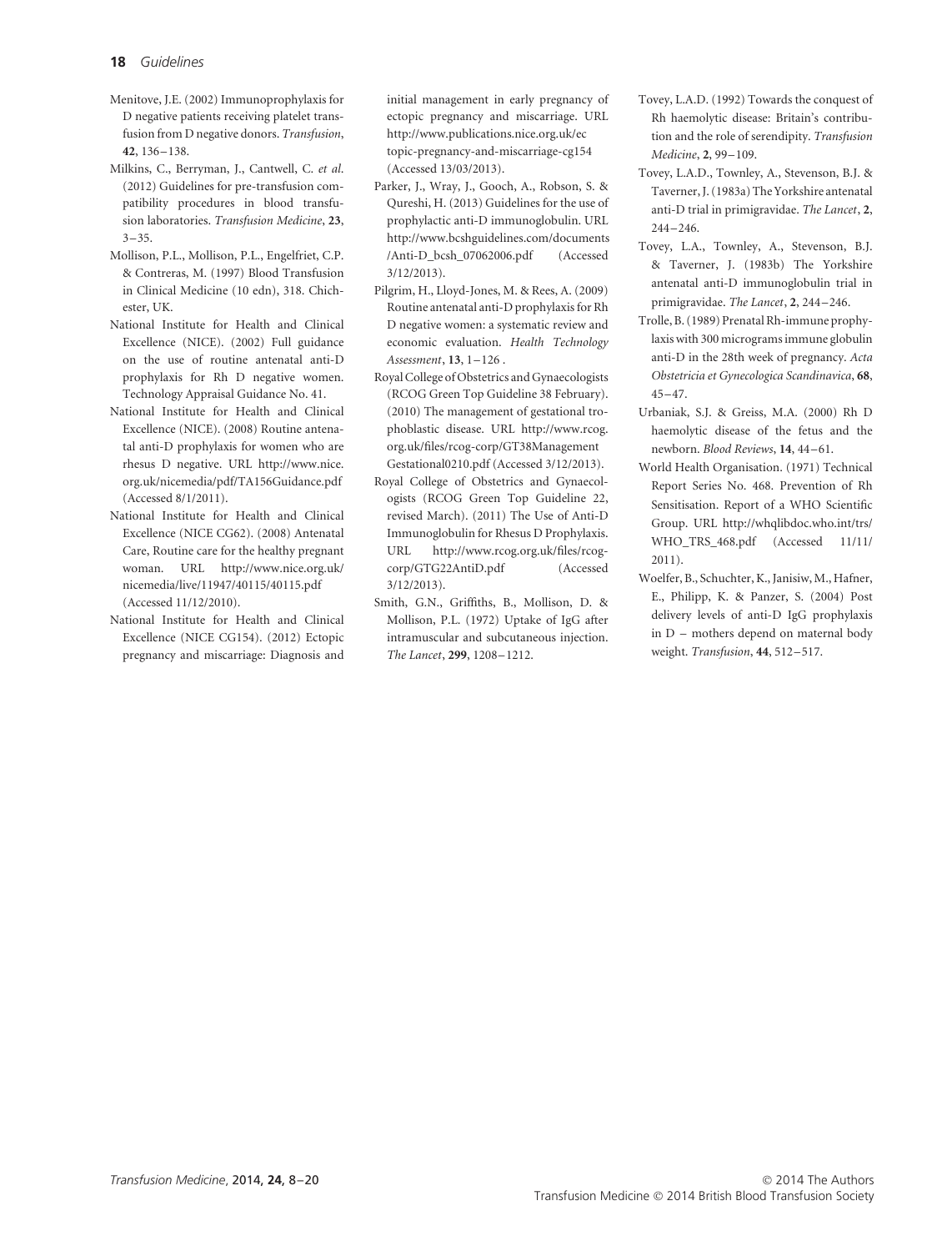Menitove, J.E. (2002) Immunoprophylaxis for D negative patients receiving platelet transfusion from D negative donors. *Transfusion*, **42**, 136–138.

Milkins, C., Berryman, J., Cantwell, C. *et al*. (2012) Guidelines for pre-transfusion compatibility procedures in blood transfusion laboratories. *Transfusion Medicine*, **23**, 3–35.

Mollison, P.L., Mollison, P.L., Engelfriet, C.P. & Contreras, M. (1997) Blood Transfusion in Clinical Medicine (10 edn), 318. Chichester, UK.

National Institute for Health and Clinical Excellence (NICE). (2002) Full guidance on the use of routine antenatal anti-D prophylaxis for Rh D negative women. Technology Appraisal Guidance No. 41.

National Institute for Health and Clinical Excellence (NICE). (2008) Routine antenatal anti-D prophylaxis for women who are rhesus D negative. URL http://www.nice.org.uk/nicemedia/pdf/TA156Guidance.pdf (Accessed 8/1/2011).

National Institute for Health and Clinical Excellence (NICE CG62). (2008) Antenatal Care, Routine care for the healthy pregnant woman. URL http://www.nice.org.uk/nicemedia/live/11947/40115/40115.pdf (Accessed 11/12/2010).

National Institute for Health and Clinical Excellence (NICE CG154). (2012) Ectopic pregnancy and miscarriage: Diagnosis and initial management in early pregnancy of ectopic pregnancy and miscarriage. URL http://www.publications.nice.org.uk/ectopic-pregnancy-and-miscarriage-cg154 (Accessed 13/03/2013).

Parker, J., Wray, J., Gooch, A., Robson, S. & Qureshi, H. (2013) Guidelines for the use of prophylactic anti-D immunoglobulin. URL http://www.bcshguidelines.com/documents/Anti-D_bcsh_07062006.pdf (Accessed 3/12/2013).

Pilgrim, H., Lloyd-Jones, M. & Rees, A. (2009) Routine antenatal anti-D prophylaxis for Rh D negative women: a systematic review and economic evaluation. *Health Technology Assessment*, **13**, 1–126 .

Royal College of Obstetrics and Gynaecologists (RCOG Green Top Guideline 38 February). (2010) The management of gestational trophoblastic disease. URL http://www.rcog.org.uk/files/rcog-corp/GT38ManagementGestational0210.pdf (Accessed 3/12/2013).

Royal College of Obstetrics and Gynaecologists (RCOG Green Top Guideline 22, revised March). (2011) The Use of Anti-D Immunoglobulin for Rhesus D Prophylaxis. URL http://www.rcog.org.uk/files/rcog-corp/GTG22AntiD.pdf (Accessed 3/12/2013).

Smith, G.N., Griffiths, B., Mollison, D. & Mollison, P.L. (1972) Uptake of IgG after intramuscular and subcutaneous injection. *The Lancet*, **299**, 1208–1212.

Tovey, L.A.D. (1992) Towards the conquest of Rh haemolytic disease: Britain's contribution and the role of serendipity. *Transfusion Medicine*, **2**, 99–109.

Tovey, L.A.D., Townley, A., Stevenson, B.J. & Taverner, J. (1983a) The Yorkshire antenatal anti-D trial in primigravidae. *The Lancet*, **2**, 244–246.

Tovey, L.A., Townley, A., Stevenson, B.J. & Taverner, J. (1983b) The Yorkshire antenatal anti-D immunoglobulin trial in primigravidae. *The Lancet*, **2**, 244–246.

Trolle, B. (1989) Prenatal Rh-immune prophylaxis with 300 micrograms immune globulin anti-D in the 28th week of pregnancy. *Acta Obstetricia et Gynecologica Scandinavica*, **68**, 45–47.

Urbaniak, S.J. & Greiss, M.A. (2000) Rh D haemolytic disease of the fetus and the newborn. *Blood Reviews*, **14**, 44–61.

World Health Organisation. (1971) Technical Report Series No. 468. Prevention of Rh Sensitisation. Report of a WHO Scientific Group. URL http://whqlibdoc.who.int/trs/WHO_TRS_468.pdf (Accessed 11/11/2011).

Woelfer, B., Schuchter, K., Janisiw, M., Hafner, E., Philipp, K. & Panzer, S. (2004) Post delivery levels of anti-D IgG prophylaxis in D – mothers depend on maternal body weight. *Transfusion*, **44**, 512–517.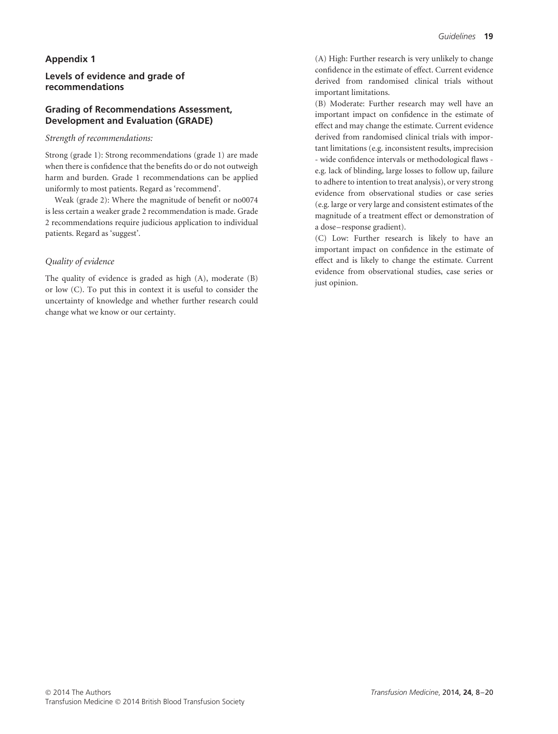## Appendix 1

### Levels of evidence and grade of recommendations

### Grading of Recommendations Assessment, Development and Evaluation (GRADE)

*Strength of recommendations:*

Strong (grade 1): Strong recommendations (grade 1) are made when there is confidence that the benefits do or do not outweigh harm and burden. Grade 1 recommendations can be applied uniformly to most patients. Regard as 'recommend'.

Weak (grade 2): Where the magnitude of benefit or no0074 is less certain a weaker grade 2 recommendation is made. Grade 2 recommendations require judicious application to individual patients. Regard as 'suggest'.

*Quality of evidence*

The quality of evidence is graded as high (A), moderate (B) or low (C). To put this in context it is useful to consider the uncertainty of knowledge and whether further research could change what we know or our certainty.

(A) High: Further research is very unlikely to change confidence in the estimate of effect. Current evidence derived from randomised clinical trials without important limitations.

(B) Moderate: Further research may well have an important impact on confidence in the estimate of effect and may change the estimate. Current evidence derived from randomised clinical trials with important limitations (e.g. inconsistent results, imprecision - wide confidence intervals or methodological flaws - e.g. lack of blinding, large losses to follow up, failure to adhere to intention to treat analysis), or very strong evidence from observational studies or case series (e.g. large or very large and consistent estimates of the magnitude of a treatment effect or demonstration of a dose–response gradient).

(C) Low: Further research is likely to have an important impact on confidence in the estimate of effect and is likely to change the estimate. Current evidence from observational studies, case series or just opinion.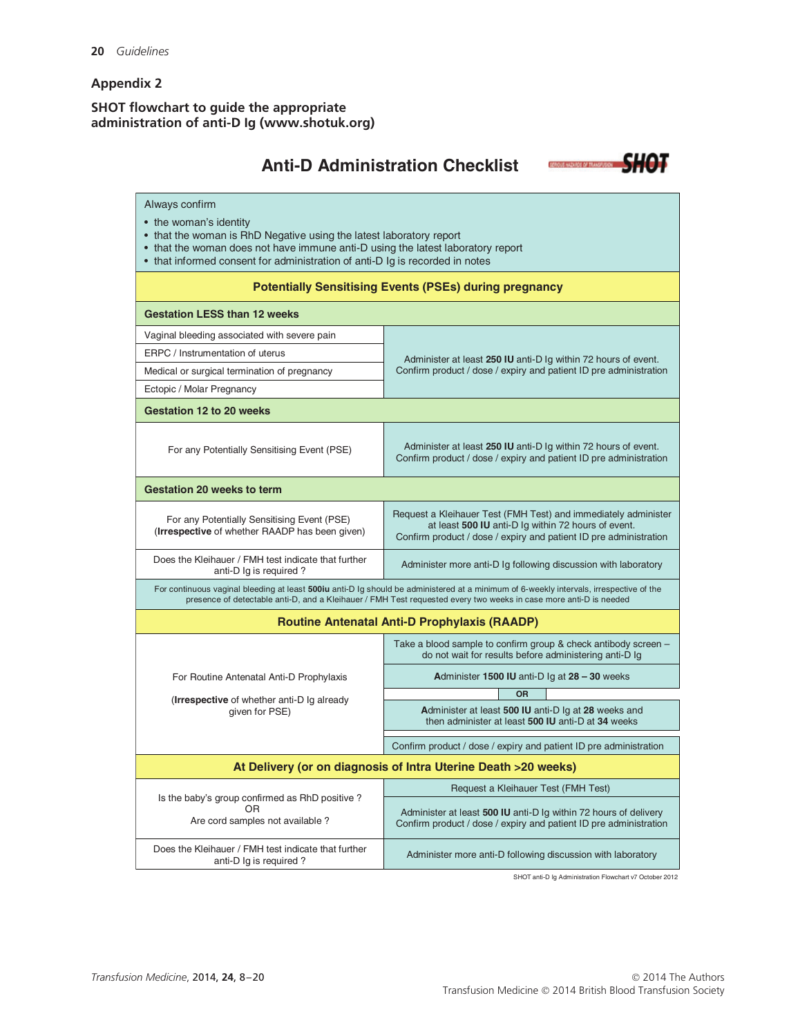## Appendix 2

### SHOT flowchart to guide the appropriate administration of anti-D Ig (www.shotuk.org)

## Anti-D Administration Checklist

SERIOUS HAZARDS OF TRANSFUSION SHOT

Always confirm

- the woman's identity
- that the woman is RhD Negative using the latest laboratory report
- that the woman does not have immune anti-D using the latest laboratory report
- that informed consent for administration of anti-D Ig is recorded in notes

| | |
|---|---|
| **Potentially Sensitising Events (PSEs) during pregnancy** | |
| **Gestation LESS than 12 weeks** | |
| Vaginal bleeding associated with severe pain<br>ERPC / Instrumentation of uterus<br>Medical or surgical termination of pregnancy<br>Ectopic / Molar Pregnancy | Administer at least **250 IU** anti-D Ig within 72 hours of event.<br>Confirm product / dose / expiry and patient ID pre administration |
| **Gestation 12 to 20 weeks** | |
| For any Potentially Sensitising Event (PSE) | Administer at least **250 IU** anti-D Ig within 72 hours of event.<br>Confirm product / dose / expiry and patient ID pre administration |
| **Gestation 20 weeks to term** | |
| For any Potentially Sensitising Event (PSE)<br>(**Irrespective** of whether RAADP has been given) | Request a Kleihauer Test (FMH Test) and immediately administer at least **500 IU** anti-D Ig within 72 hours of event.<br>Confirm product / dose / expiry and patient ID pre administration |
| Does the Kleihauer / FMH test indicate that further anti-D Ig is required ? | Administer more anti-D Ig following discussion with laboratory |
| For continuous vaginal bleeding at least **500iu** anti-D Ig should be administered at a minimum of 6-weekly intervals, irrespective of the presence of detectable anti-D, and a Kleihauer / FMH Test requested every two weeks in case more anti-D is needed | |
| **Routine Antenatal Anti-D Prophylaxis (RAADP)** | |
| For Routine Antenatal Anti-D Prophylaxis<br><br>(**Irrespective** of whether anti-D Ig already given for PSE) | Take a blood sample to confirm group & check antibody screen – do not wait for results before administering anti-D Ig<br><br>**A**dminister **1500 IU** anti-D Ig at **28 – 30** weeks<br><br>**OR**<br><br>**A**dminister at least **500 IU** anti-D Ig at **28** weeks and then administer at least **500 IU** anti-D at **34** weeks<br><br>Confirm product / dose / expiry and patient ID pre administration |
| **At Delivery (or on diagnosis of Intra Uterine Death >20 weeks)** | |
| Is the baby's group confirmed as RhD positive ?<br>OR<br>Are cord samples not available ? | Request a Kleihauer Test (FMH Test)<br><br>Administer at least **500 IU** anti-D Ig within 72 hours of delivery<br>Confirm product / dose / expiry and patient ID pre administration |
| Does the Kleihauer / FMH test indicate that further anti-D Ig is required ? | Administer more anti-D following discussion with laboratory |

SHOT anti-D Ig Administration Flowchart v7 October 2012

© 2014 The Authors
Transfusion Medicine © 2014 British Blood Transfusion Society